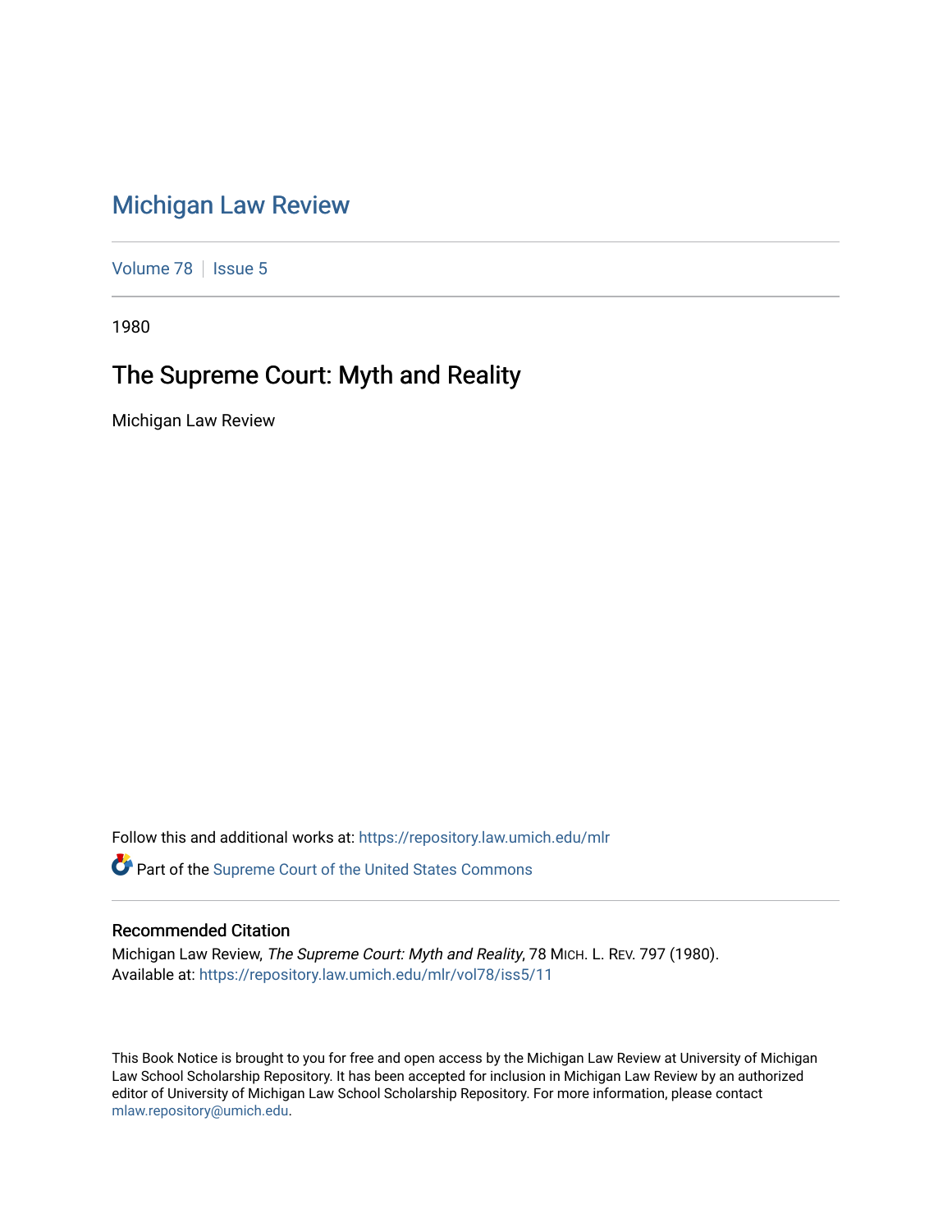# Michigan Law Review

Volume 78 | Issue 5

1980

## The Supreme Court: Myth and Reality

Michigan Law Review

Follow this and additional works at: https://repository.law.umich.edu/mlr

Part of the Supreme Court of the United States Commons

### Recommended Citation

Michigan Law Review, *The Supreme Court: Myth and Reality*, 78 MICH. L. REV. 797 (1980).
Available at: https://repository.law.umich.edu/mlr/vol78/iss5/11

This Book Notice is brought to you for free and open access by the Michigan Law Review at University of Michigan Law School Scholarship Repository. It has been accepted for inclusion in Michigan Law Review by an authorized editor of University of Michigan Law School Scholarship Repository. For more information, please contact mlaw.repository@umich.edu.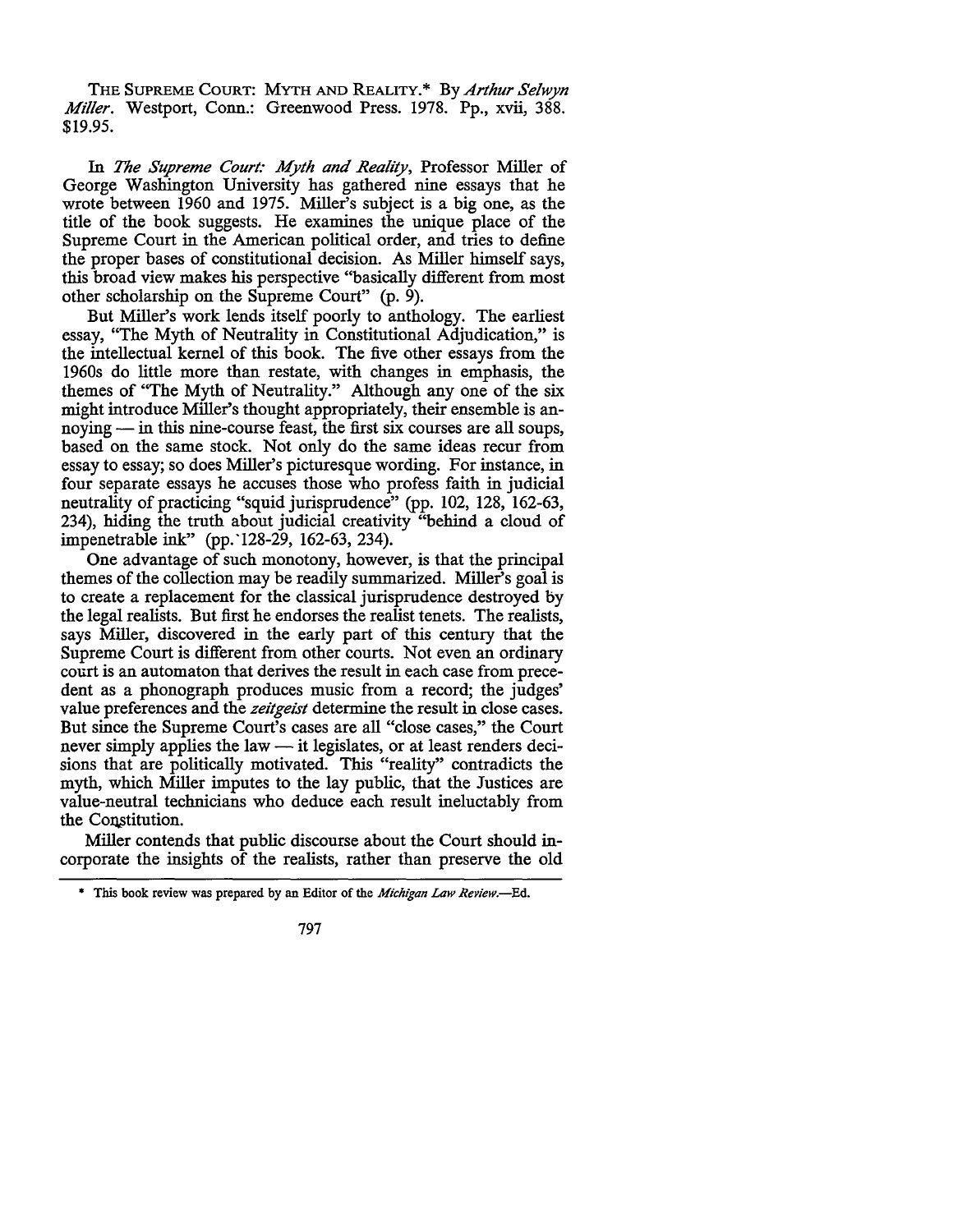THE SUPREME COURT: MYTH AND REALITY.* By *Arthur Selwyn Miller*. Westport, Conn.: Greenwood Press. 1978. Pp., xvii, 388. $19.95.

In *The Supreme Court: Myth and Reality*, Professor Miller of George Washington University has gathered nine essays that he wrote between 1960 and 1975. Miller's subject is a big one, as the title of the book suggests. He examines the unique place of the Supreme Court in the American political order, and tries to define the proper bases of constitutional decision. As Miller himself says, this broad view makes his perspective "basically different from most other scholarship on the Supreme Court" (p. 9).

But Miller's work lends itself poorly to anthology. The earliest essay, "The Myth of Neutrality in Constitutional Adjudication," is the intellectual kernel of this book. The five other essays from the 1960s do little more than restate, with changes in emphasis, the themes of "The Myth of Neutrality." Although any one of the six might introduce Miller's thought appropriately, their ensemble is annoying — in this nine-course feast, the first six courses are all soups, based on the same stock. Not only do the same ideas recur from essay to essay; so does Miller's picturesque wording. For instance, in four separate essays he accuses those who profess faith in judicial neutrality of practicing "squid jurisprudence" (pp. 102, 128, 162-63, 234), hiding the truth about judicial creativity "behind a cloud of impenetrable ink" (pp. 128-29, 162-63, 234).

One advantage of such monotony, however, is that the principal themes of the collection may be readily summarized. Miller's goal is to create a replacement for the classical jurisprudence destroyed by the legal realists. But first he endorses the realist tenets. The realists, says Miller, discovered in the early part of this century that the Supreme Court is different from other courts. Not even an ordinary court is an automaton that derives the result in each case from precedent as a phonograph produces music from a record; the judges' value preferences and the *zeitgeist* determine the result in close cases. But since the Supreme Court's cases are all "close cases," the Court never simply applies the law — it legislates, or at least renders decisions that are politically motivated. This "reality" contradicts the myth, which Miller imputes to the lay public, that the Justices are value-neutral technicians who deduce each result ineluctably from the Constitution.

Miller contends that public discourse about the Court should incorporate the insights of the realists, rather than preserve the old

---

* This book review was prepared by an Editor of the *Michigan Law Review*.—Ed.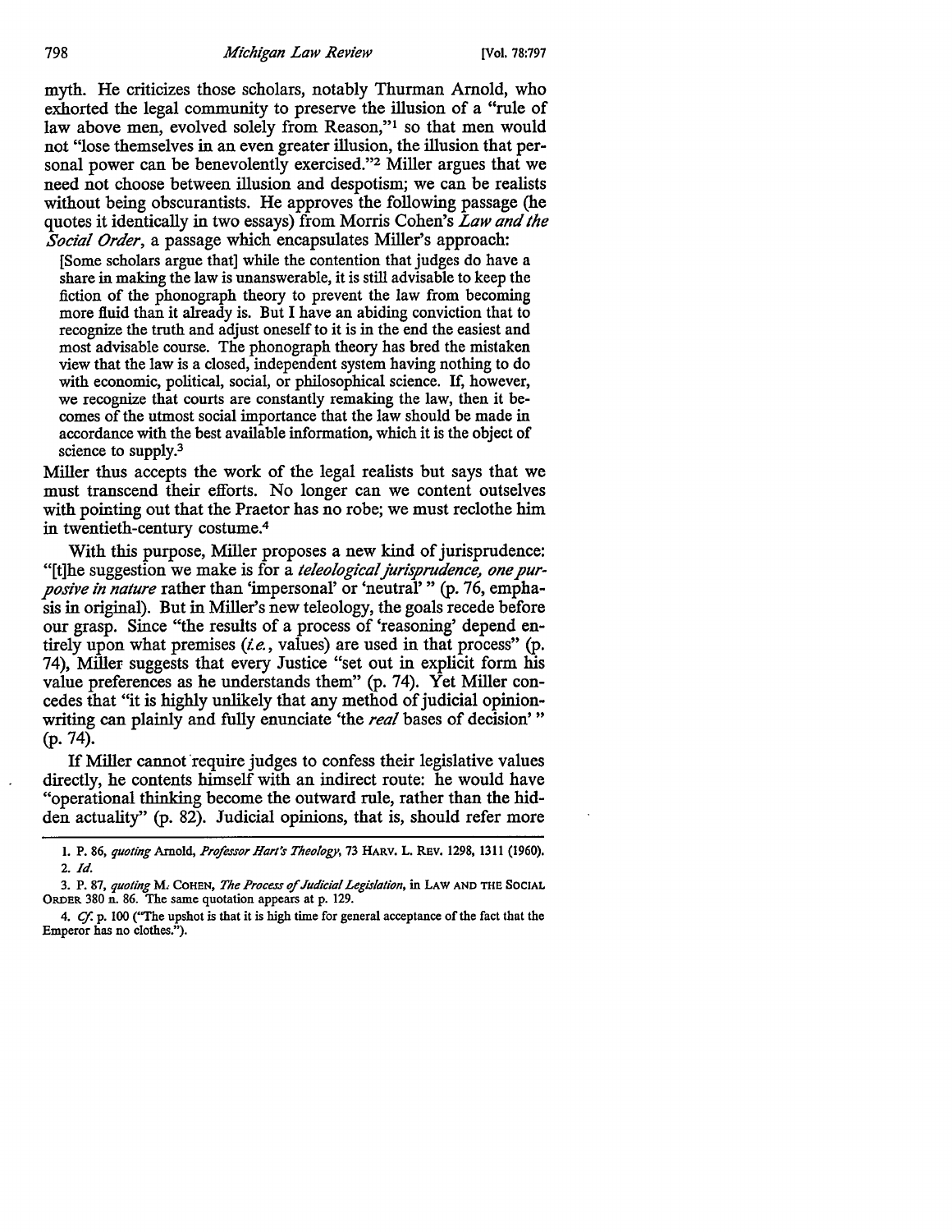myth. He criticizes those scholars, notably Thurman Arnold, who exhorted the legal community to preserve the illusion of a "rule of law above men, evolved solely from Reason,"[1] so that men would not "lose themselves in an even greater illusion, the illusion that personal power can be benevolently exercised."[2] Miller argues that we need not choose between illusion and despotism; we can be realists without being obscurantists. He approves the following passage (he quotes it identically in two essays) from Morris Cohen's *Law and the Social Order*, a passage which encapsulates Miller's approach:

> [Some scholars argue that] while the contention that judges do have a share in making the law is unanswerable, it is still advisable to keep the fiction of the phonograph theory to prevent the law from becoming more fluid than it already is. But I have an abiding conviction that to recognize the truth and adjust oneself to it is in the end the easiest and most advisable course. The phonograph theory has bred the mistaken view that the law is a closed, independent system having nothing to do with economic, political, social, or philosophical science. If, however, we recognize that courts are constantly remaking the law, then it becomes of the utmost social importance that the law should be made in accordance with the best available information, which it is the object of science to supply.[3]

Miller thus accepts the work of the legal realists but says that we must transcend their efforts. No longer can we content outselves with pointing out that the Praetor has no robe; we must reclothe him in twentieth-century costume.[4]

With this purpose, Miller proposes a new kind of jurisprudence: "[t]he suggestion we make is for a *teleological jurisprudence, one purposive in nature* rather than 'impersonal' or 'neutral'" (p. 76, emphasis in original). But in Miller's new teleology, the goals recede before our grasp. Since "the results of a process of 'reasoning' depend entirely upon what premises (*i.e.*, values) are used in that process" (p. 74), Miller suggests that every Justice "set out in explicit form his value preferences as he understands them" (p. 74). Yet Miller concedes that "it is highly unlikely that any method of judicial opinion-writing can plainly and fully enunciate 'the *real* bases of decision'" (p. 74).

If Miller cannot require judges to confess their legislative values directly, he contents himself with an indirect route: he would have "operational thinking become the outward rule, rather than the hidden actuality" (p. 82). Judicial opinions, that is, should refer more

---

1. P. 86, *quoting* Arnold, *Professor Hart's Theology*, 73 HARV. L. REV. 1298, 1311 (1960).
2. *Id.*
3. P. 87, *quoting* M. COHEN, *The Process of Judicial Legislation*, in LAW AND THE SOCIAL ORDER 380 n. 86. The same quotation appears at p. 129.
4. *Cf.* p. 100 ("The upshot is that it is high time for general acceptance of the fact that the Emperor has no clothes.").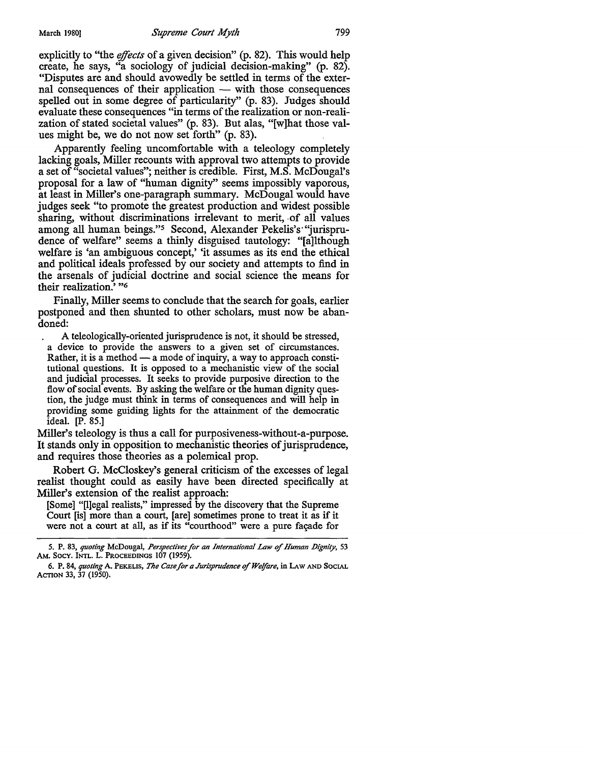explicitly to "the *effects* of a given decision" (p. 82). This would help create, he says, "a sociology of judicial decision-making" (p. 82). "Disputes are and should avowedly be settled in terms of the external consequences of their application — with those consequences spelled out in some degree of particularity" (p. 83). Judges should evaluate these consequences "in terms of the realization or non-realization of stated societal values" (p. 83). But alas, "[w]hat those values might be, we do not now set forth" (p. 83).

Apparently feeling uncomfortable with a teleology completely lacking goals, Miller recounts with approval two attempts to provide a set of "societal values"; neither is credible. First, M.S. McDougal's proposal for a law of "human dignity" seems impossibly vaporous, at least in Miller's one-paragraph summary. McDougal would have judges seek "to promote the greatest production and widest possible sharing, without discriminations irrelevant to merit, of all values among all human beings."[5] Second, Alexander Pekelis's "jurisprudence of welfare" seems a thinly disguised tautology: "[a]lthough welfare is 'an ambiguous concept,' 'it assumes as its end the ethical and political ideals professed by our society and attempts to find in the arsenals of judicial doctrine and social science the means for their realization.' "[6]

Finally, Miller seems to conclude that the search for goals, earlier postponed and then shunted to other scholars, must now be abandoned:

> A teleologically-oriented jurisprudence is not, it should be stressed, a device to provide the answers to a given set of circumstances. Rather, it is a method — a mode of inquiry, a way to approach constitutional questions. It is opposed to a mechanistic view of the social and judicial processes. It seeks to provide purposive direction to the flow of social events. By asking the welfare or the human dignity question, the judge must think in terms of consequences and will help in providing some guiding lights for the attainment of the democratic ideal. [P. 85.]

Miller's teleology is thus a call for purposiveness-without-a-purpose. It stands only in opposition to mechanistic theories of jurisprudence, and requires those theories as a polemical prop.

Robert G. McCloskey's general criticism of the excesses of legal realist thought could as easily have been directed specifically at Miller's extension of the realist approach:

> [Some] "[l]egal realists," impressed by the discovery that the Supreme Court [is] more than a court, [are] sometimes prone to treat it as if it were not a court at all, as if its "courthood" were a pure façade for

5. P. 83, *quoting* McDougal, *Perspectives for an International Law of Human Dignity*, 53 AM. SOCY. INTL. L. PROCEEDINGS 107 (1959).

6. P. 84, *quoting* A. PEKELIS, *The Case for a Jurisprudence of Welfare*, in LAW AND SOCIAL ACTION 33, 37 (1950).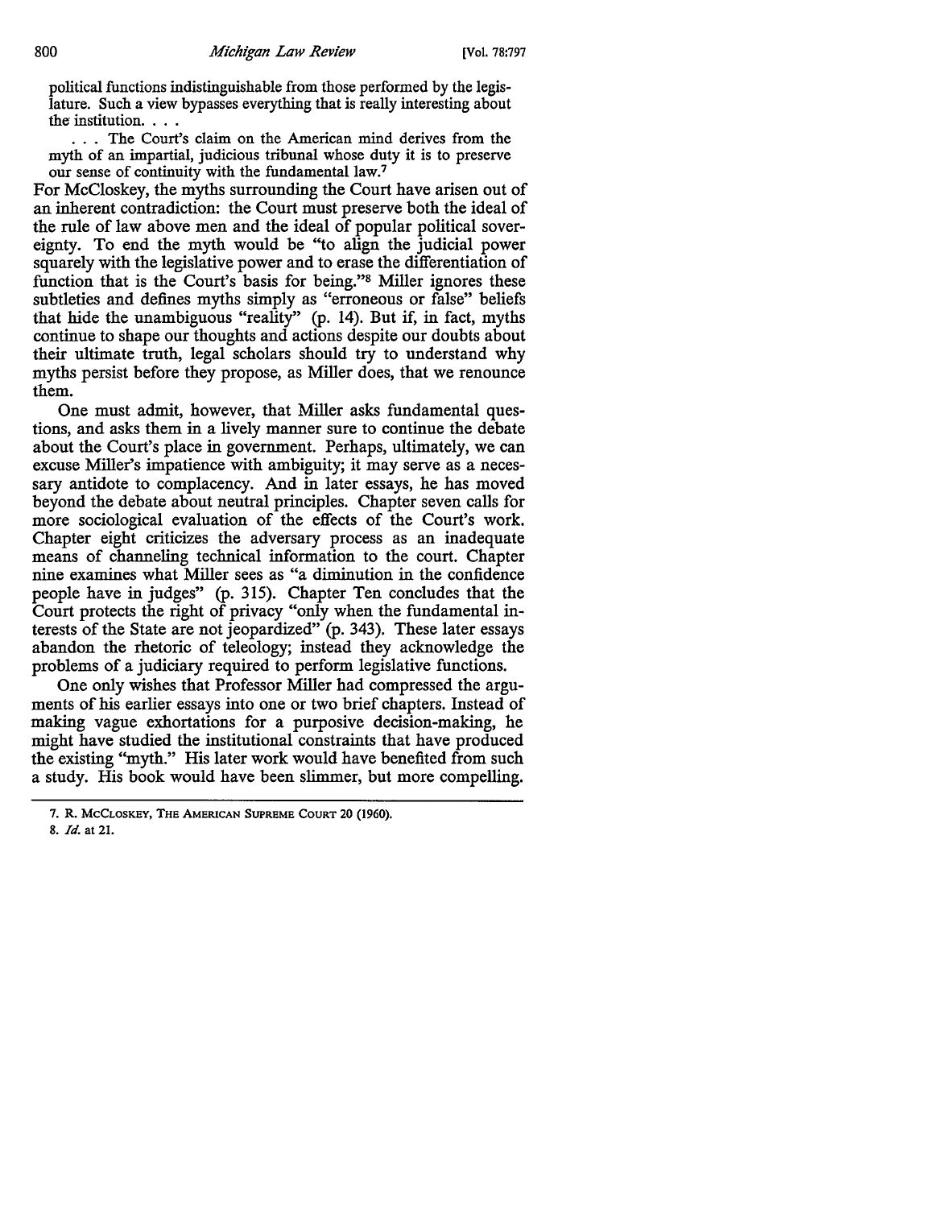political functions indistinguishable from those performed by the legislature. Such a view bypasses everything that is really interesting about the institution. . . .

> . . . The Court's claim on the American mind derives from the myth of an impartial, judicious tribunal whose duty it is to preserve our sense of continuity with the fundamental law.[7]

For McCloskey, the myths surrounding the Court have arisen out of an inherent contradiction: the Court must preserve both the ideal of the rule of law above men and the ideal of popular political sovereignty. To end the myth would be "to align the judicial power squarely with the legislative power and to erase the differentiation of function that is the Court's basis for being."[8] Miller ignores these subtleties and defines myths simply as "erroneous or false" beliefs that hide the unambiguous "reality" (p. 14). But if, in fact, myths continue to shape our thoughts and actions despite our doubts about their ultimate truth, legal scholars should try to understand why myths persist before they propose, as Miller does, that we renounce them.

One must admit, however, that Miller asks fundamental questions, and asks them in a lively manner sure to continue the debate about the Court's place in government. Perhaps, ultimately, we can excuse Miller's impatience with ambiguity; it may serve as a necessary antidote to complacency. And in later essays, he has moved beyond the debate about neutral principles. Chapter seven calls for more sociological evaluation of the effects of the Court's work. Chapter eight criticizes the adversary process as an inadequate means of channeling technical information to the court. Chapter nine examines what Miller sees as "a diminution in the confidence people have in judges" (p. 315). Chapter Ten concludes that the Court protects the right of privacy "only when the fundamental interests of the State are not jeopardized" (p. 343). These later essays abandon the rhetoric of teleology; instead they acknowledge the problems of a judiciary required to perform legislative functions.

One only wishes that Professor Miller had compressed the arguments of his earlier essays into one or two brief chapters. Instead of making vague exhortations for a purposive decision-making, he might have studied the institutional constraints that have produced the existing "myth." His later work would have benefited from such a study. His book would have been slimmer, but more compelling.

---

7. R. McCloskey, The American Supreme Court 20 (1960).

8. *Id.* at 21.